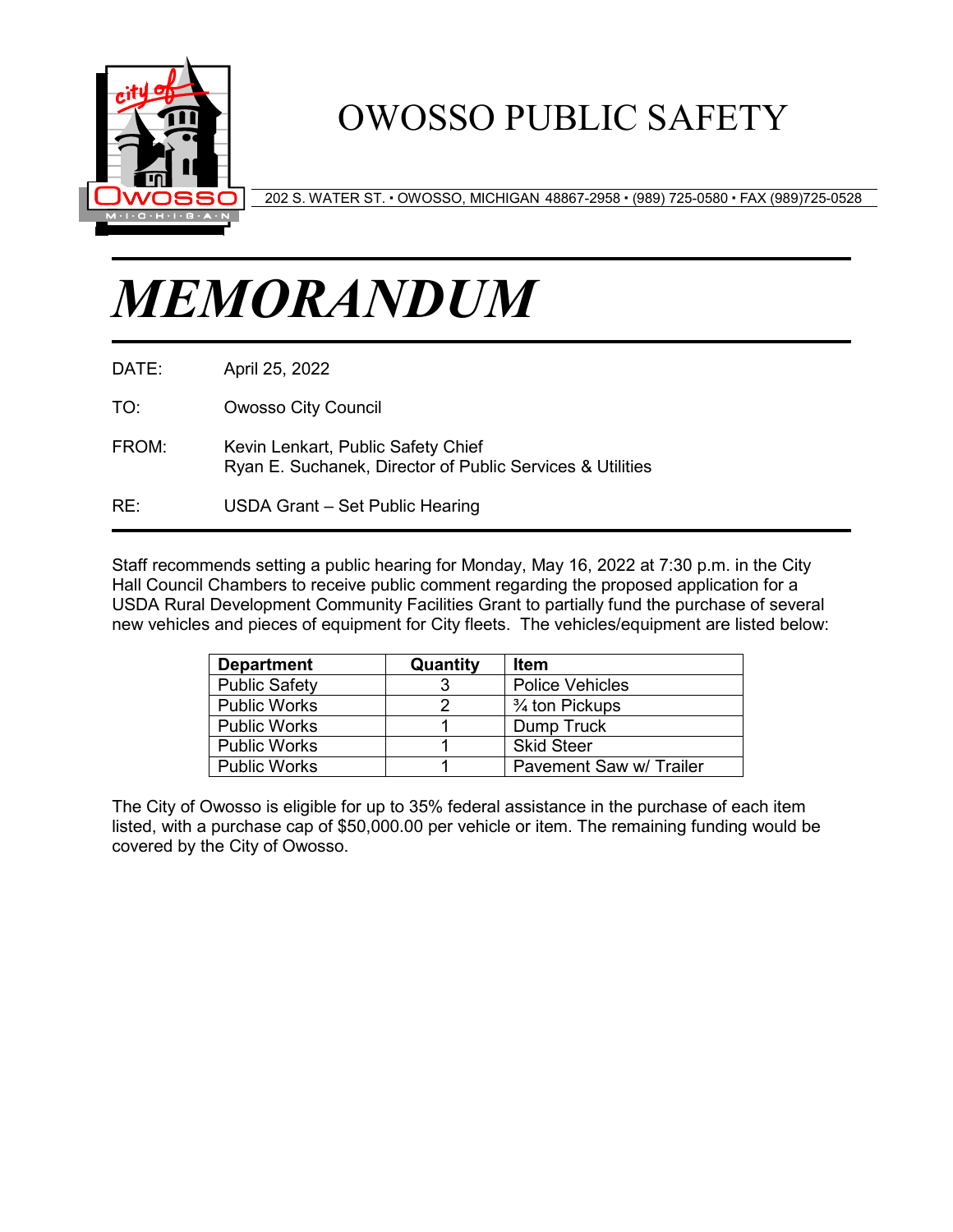# OWOSSO PUBLIC SAFETY

202 S. WATER ST. • OWOSSO, MICHIGAN 48867-2958 • (989) 725-0580 • FAX (989)725-0528

# *MEMORANDUM*

DATE: April 25, 2022

TO: Owosso City Council

FROM: Kevin Lenkart, Public Safety Chief
Ryan E. Suchanek, Director of Public Services & Utilities

RE: USDA Grant – Set Public Hearing

Staff recommends setting a public hearing for Monday, May 16, 2022 at 7:30 p.m. in the City Hall Council Chambers to receive public comment regarding the proposed application for a USDA Rural Development Community Facilities Grant to partially fund the purchase of several new vehicles and pieces of equipment for City fleets. The vehicles/equipment are listed below:

| Department | Quantity | Item |
| --- | --- | --- |
| Public Safety | 3 | Police Vehicles |
| Public Works | 2 | ¾ ton Pickups |
| Public Works | 1 | Dump Truck |
| Public Works | 1 | Skid Steer |
| Public Works | 1 | Pavement Saw w/ Trailer |

The City of Owosso is eligible for up to 35% federal assistance in the purchase of each item listed, with a purchase cap of $50,000.00 per vehicle or item. The remaining funding would be covered by the City of Owosso.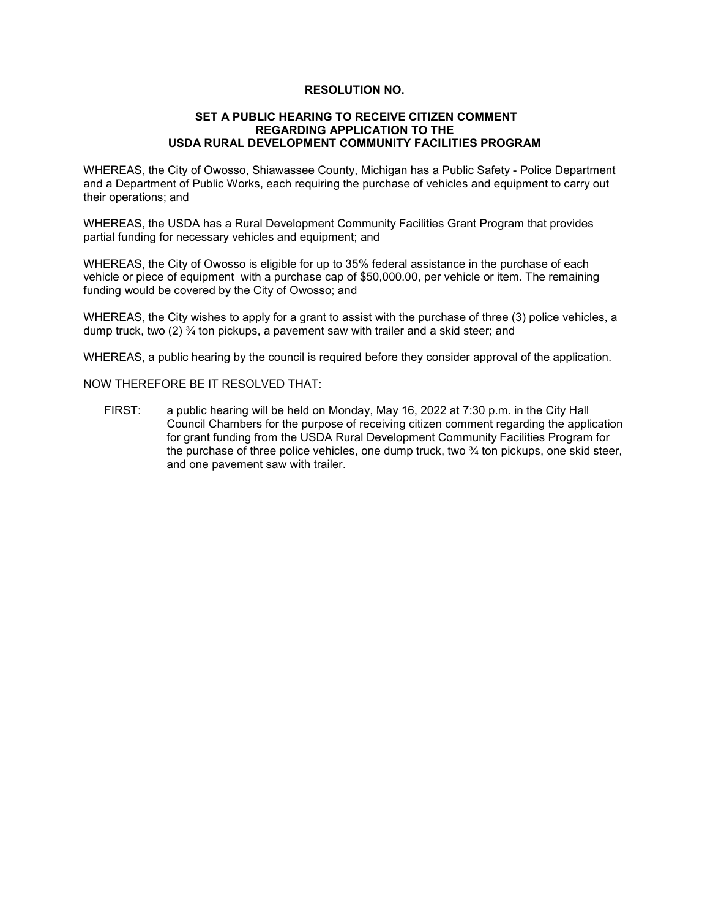**RESOLUTION NO.**

**SET A PUBLIC HEARING TO RECEIVE CITIZEN COMMENT REGARDING APPLICATION TO THE USDA RURAL DEVELOPMENT COMMUNITY FACILITIES PROGRAM**

WHEREAS, the City of Owosso, Shiawassee County, Michigan has a Public Safety - Police Department and a Department of Public Works, each requiring the purchase of vehicles and equipment to carry out their operations; and

WHEREAS, the USDA has a Rural Development Community Facilities Grant Program that provides partial funding for necessary vehicles and equipment; and

WHEREAS, the City of Owosso is eligible for up to 35% federal assistance in the purchase of each vehicle or piece of equipment with a purchase cap of $50,000.00, per vehicle or item. The remaining funding would be covered by the City of Owosso; and

WHEREAS, the City wishes to apply for a grant to assist with the purchase of three (3) police vehicles, a dump truck, two (2) ¾ ton pickups, a pavement saw with trailer and a skid steer; and

WHEREAS, a public hearing by the council is required before they consider approval of the application.

NOW THEREFORE BE IT RESOLVED THAT:

FIRST: a public hearing will be held on Monday, May 16, 2022 at 7:30 p.m. in the City Hall Council Chambers for the purpose of receiving citizen comment regarding the application for grant funding from the USDA Rural Development Community Facilities Program for the purchase of three police vehicles, one dump truck, two ¾ ton pickups, one skid steer, and one pavement saw with trailer.